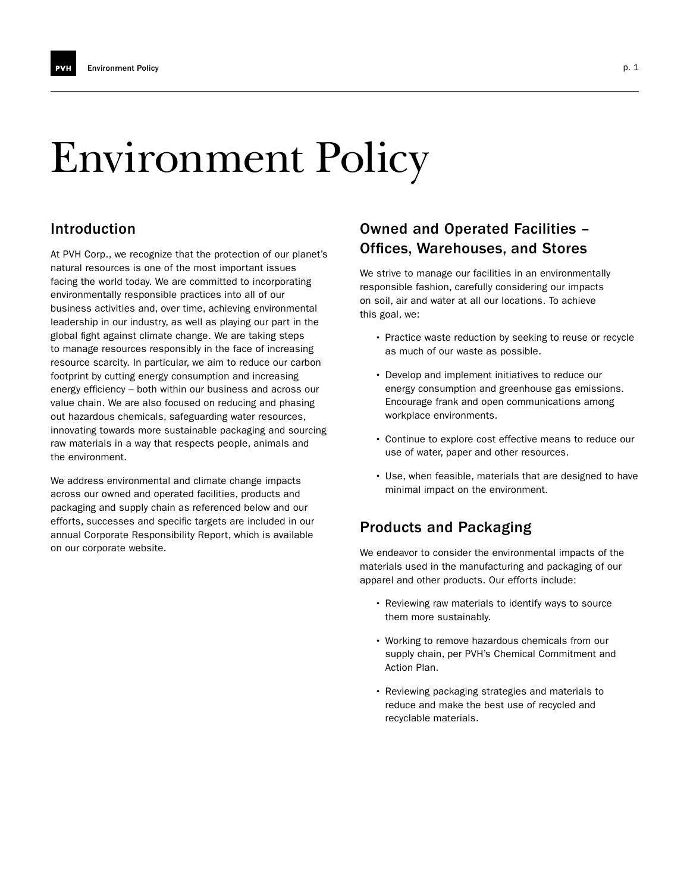# Environment Policy

## Introduction

At PVH Corp., we recognize that the protection of our planet's natural resources is one of the most important issues facing the world today. We are committed to incorporating environmentally responsible practices into all of our business activities and, over time, achieving environmental leadership in our industry, as well as playing our part in the global fight against climate change. We are taking steps to manage resources responsibly in the face of increasing resource scarcity. In particular, we aim to reduce our carbon footprint by cutting energy consumption and increasing energy efficiency – both within our business and across our value chain. We are also focused on reducing and phasing out hazardous chemicals, safeguarding water resources, innovating towards more sustainable packaging and sourcing raw materials in a way that respects people, animals and the environment.

We address environmental and climate change impacts across our owned and operated facilities, products and packaging and supply chain as referenced below and our efforts, successes and specific targets are included in our annual Corporate Responsibility Report, which is available on our corporate website.

## Owned and Operated Facilities – Offices, Warehouses, and Stores

We strive to manage our facilities in an environmentally responsible fashion, carefully considering our impacts on soil, air and water at all our locations. To achieve this goal, we:

- Practice waste reduction by seeking to reuse or recycle as much of our waste as possible.
- Develop and implement initiatives to reduce our energy consumption and greenhouse gas emissions. Encourage frank and open communications among workplace environments.
- Continue to explore cost effective means to reduce our use of water, paper and other resources.
- Use, when feasible, materials that are designed to have minimal impact on the environment.

## Products and Packaging

We endeavor to consider the environmental impacts of the materials used in the manufacturing and packaging of our apparel and other products. Our efforts include:

- Reviewing raw materials to identify ways to source them more sustainably.
- Working to remove hazardous chemicals from our supply chain, per PVH's Chemical Commitment and Action Plan.
- Reviewing packaging strategies and materials to reduce and make the best use of recycled and recyclable materials.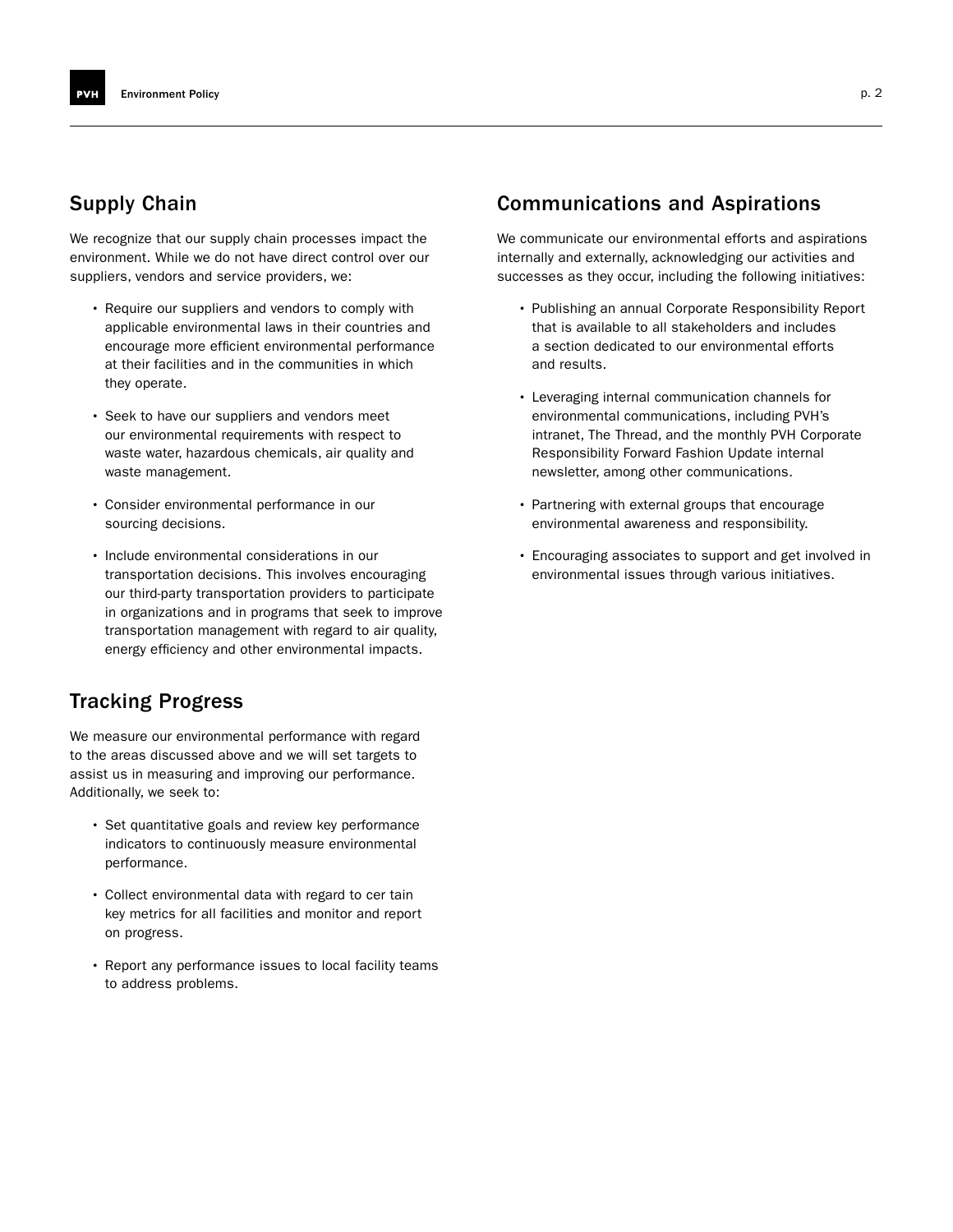## Supply Chain

We recognize that our supply chain processes impact the environment. While we do not have direct control over our suppliers, vendors and service providers, we:

- Require our suppliers and vendors to comply with applicable environmental laws in their countries and encourage more efficient environmental performance at their facilities and in the communities in which they operate.
- Seek to have our suppliers and vendors meet our environmental requirements with respect to waste water, hazardous chemicals, air quality and waste management.
- Consider environmental performance in our sourcing decisions.
- Include environmental considerations in our transportation decisions. This involves encouraging our third-party transportation providers to participate in organizations and in programs that seek to improve transportation management with regard to air quality, energy efficiency and other environmental impacts.

## Tracking Progress

We measure our environmental performance with regard to the areas discussed above and we will set targets to assist us in measuring and improving our performance. Additionally, we seek to:

- Set quantitative goals and review key performance indicators to continuously measure environmental performance.
- Collect environmental data with regard to cer tain key metrics for all facilities and monitor and report on progress.
- Report any performance issues to local facility teams to address problems.

## Communications and Aspirations

We communicate our environmental efforts and aspirations internally and externally, acknowledging our activities and successes as they occur, including the following initiatives:

- Publishing an annual Corporate Responsibility Report that is available to all stakeholders and includes a section dedicated to our environmental efforts and results.
- Leveraging internal communication channels for environmental communications, including PVH's intranet, The Thread, and the monthly PVH Corporate Responsibility Forward Fashion Update internal newsletter, among other communications.
- Partnering with external groups that encourage environmental awareness and responsibility.
- Encouraging associates to support and get involved in environmental issues through various initiatives.